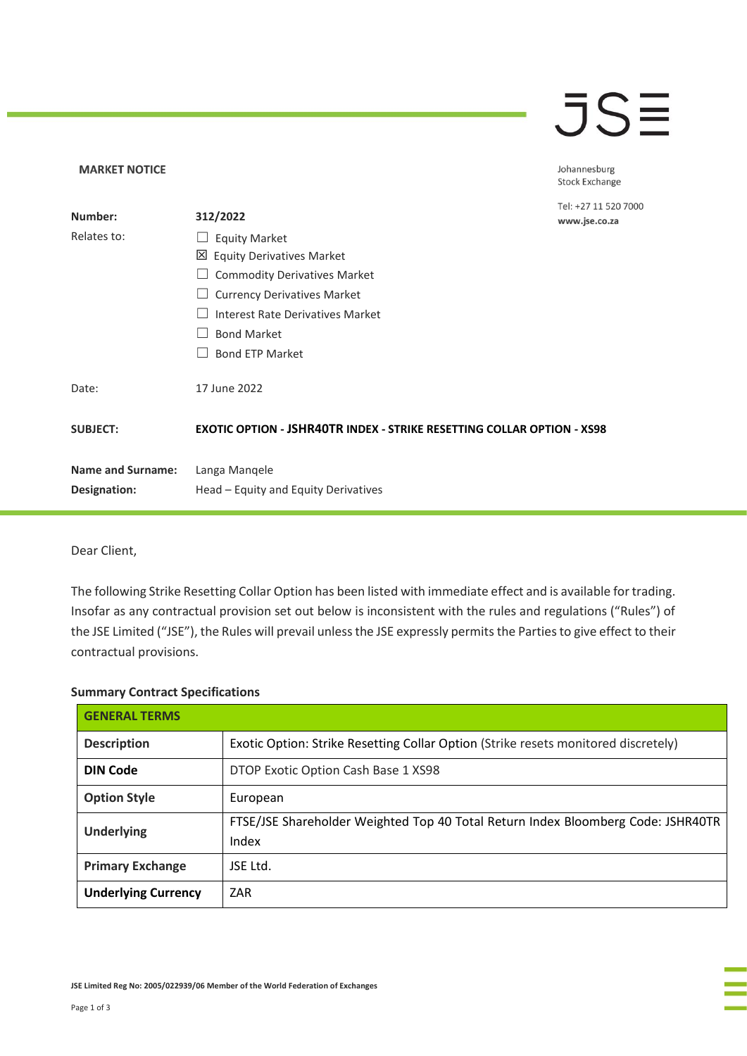**MARKET NOTICE**

Johannesburg Stock Exchange

Tel: +27 11 520 7000
**www.jse.co.za**

| | |
|---|---|
| **Number:** | **312/2022** |
| Relates to: | ☐ Equity Market<br>☒ Equity Derivatives Market<br>☐ Commodity Derivatives Market<br>☐ Currency Derivatives Market<br>☐ Interest Rate Derivatives Market<br>☐ Bond Market<br>☐ Bond ETP Market |
| Date: | 17 June 2022 |
| **SUBJECT:** | **EXOTIC OPTION - JSHR40TR INDEX - STRIKE RESETTING COLLAR OPTION - XS98** |
| **Name and Surname:** | Langa Manqele |
| **Designation:** | Head – Equity and Equity Derivatives |

Dear Client,

The following Strike Resetting Collar Option has been listed with immediate effect and is available for trading. Insofar as any contractual provision set out below is inconsistent with the rules and regulations ("Rules") of the JSE Limited ("JSE"), the Rules will prevail unless the JSE expressly permits the Parties to give effect to their contractual provisions.

**Summary Contract Specifications**

| **GENERAL TERMS** | |
|---|---|
| **Description** | Exotic Option: Strike Resetting Collar Option (Strike resets monitored discretely) |
| **DIN Code** | DTOP Exotic Option Cash Base 1 XS98 |
| **Option Style** | European |
| **Underlying** | FTSE/JSE Shareholder Weighted Top 40 Total Return Index Bloomberg Code: JSHR40TR Index |
| **Primary Exchange** | JSE Ltd. |
| **Underlying Currency** | ZAR |

JSE Limited Reg No: 2005/022939/06 Member of the World Federation of Exchanges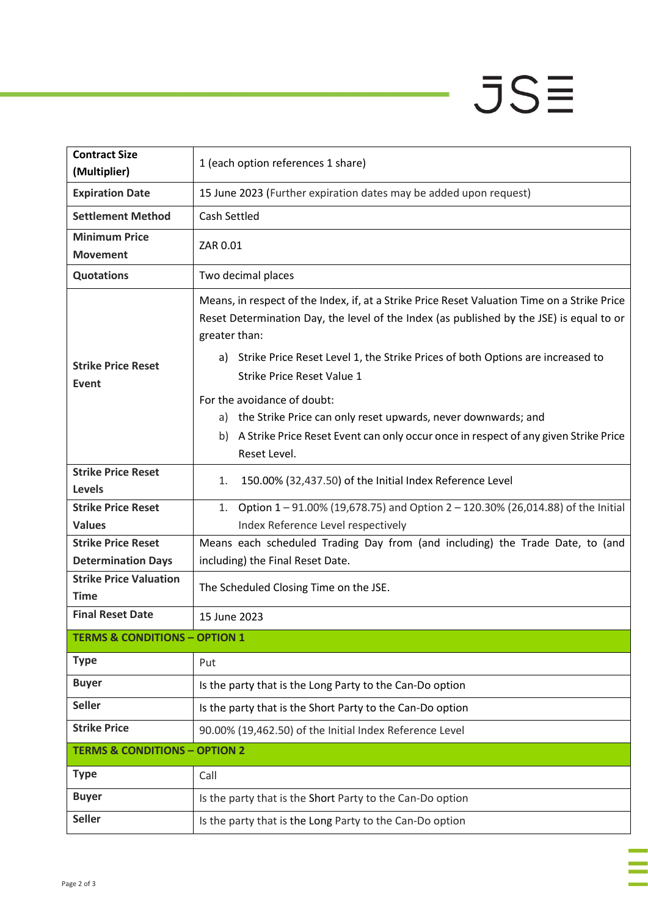| | |
|---|---|
| **Contract Size (Multiplier)** | 1 (each option references 1 share) |
| **Expiration Date** | 15 June 2023 (Further expiration dates may be added upon request) |
| **Settlement Method** | Cash Settled |
| **Minimum Price Movement** | ZAR 0.01 |
| **Quotations** | Two decimal places |
| **Strike Price Reset Event** | Means, in respect of the Index, if, at a Strike Price Reset Valuation Time on a Strike Price Reset Determination Day, the level of the Index (as published by the JSE) is equal to or greater than:<br>a) Strike Price Reset Level 1, the Strike Prices of both Options are increased to Strike Price Reset Value 1<br>For the avoidance of doubt:<br>a) the Strike Price can only reset upwards, never downwards; and<br>b) A Strike Price Reset Event can only occur once in respect of any given Strike Price Reset Level. |
| **Strike Price Reset Levels** | 1. 150.00% (32,437.50) of the Initial Index Reference Level |
| **Strike Price Reset Values** | 1. Option 1 – 91.00% (19,678.75) and Option 2 – 120.30% (26,014.88) of the Initial Index Reference Level respectively |
| **Strike Price Reset Determination Days** | Means each scheduled Trading Day from (and including) the Trade Date, to (and including) the Final Reset Date. |
| **Strike Price Valuation Time** | The Scheduled Closing Time on the JSE. |
| **Final Reset Date** | 15 June 2023 |
| **TERMS & CONDITIONS – OPTION 1** | |
| **Type** | Put |
| **Buyer** | Is the party that is the Long Party to the Can-Do option |
| **Seller** | Is the party that is the Short Party to the Can-Do option |
| **Strike Price** | 90.00% (19,462.50) of the Initial Index Reference Level |
| **TERMS & CONDITIONS – OPTION 2** | |
| **Type** | Call |
| **Buyer** | Is the party that is the Short Party to the Can-Do option |
| **Seller** | Is the party that is the Long Party to the Can-Do option |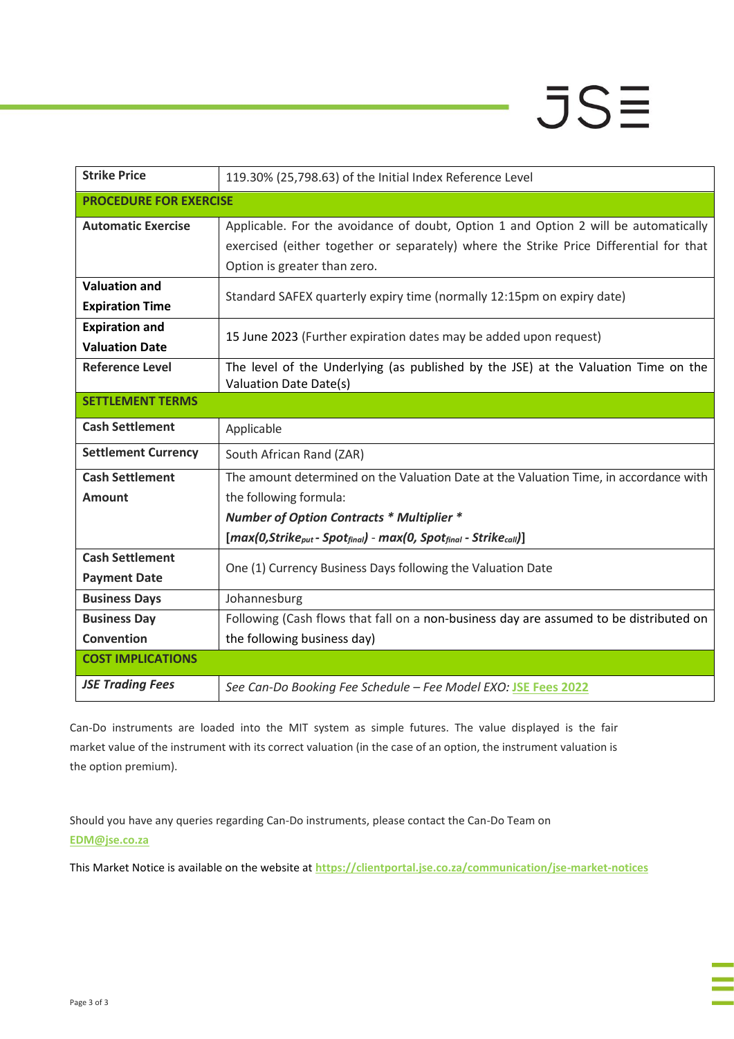| | |
|---|---|
| **Strike Price** | 119.30% (25,798.63) of the Initial Index Reference Level |
| **PROCEDURE FOR EXERCISE** | |
| **Automatic Exercise** | Applicable. For the avoidance of doubt, Option 1 and Option 2 will be automatically exercised (either together or separately) where the Strike Price Differential for that Option is greater than zero. |
| **Valuation and Expiration Time** | Standard SAFEX quarterly expiry time (normally 12:15pm on expiry date) |
| **Expiration and Valuation Date** | 15 June 2023 (Further expiration dates may be added upon request) |
| **Reference Level** | The level of the Underlying (as published by the JSE) at the Valuation Time on the Valuation Date Date(s) |
| **SETTLEMENT TERMS** | |
| **Cash Settlement** | Applicable |
| **Settlement Currency** | South African Rand (ZAR) |
| **Cash Settlement Amount** | The amount determined on the Valuation Date at the Valuation Time, in accordance with the following formula: ***Number of Option Contracts * Multiplier **** $[max(0, Strike_{put} - Spot_{final}) - max(0, Spot_{final} - Strike_{call})]$ |
| **Cash Settlement Payment Date** | One (1) Currency Business Days following the Valuation Date |
| **Business Days** | Johannesburg |
| **Business Day Convention** | Following (Cash flows that fall on a non-business day are assumed to be distributed on the following business day) |
| **COST IMPLICATIONS** | |
| ***JSE Trading Fees*** | *See Can-Do Booking Fee Schedule – Fee Model EXO: JSE Fees 2022* |

Can-Do instruments are loaded into the MIT system as simple futures. The value displayed is the fair market value of the instrument with its correct valuation (in the case of an option, the instrument valuation is the option premium).

Should you have any queries regarding Can-Do instruments, please contact the Can-Do Team on **EDM@jse.co.za**

This Market Notice is available on the website at **https://clientportal.jse.co.za/communication/jse-market-notices**